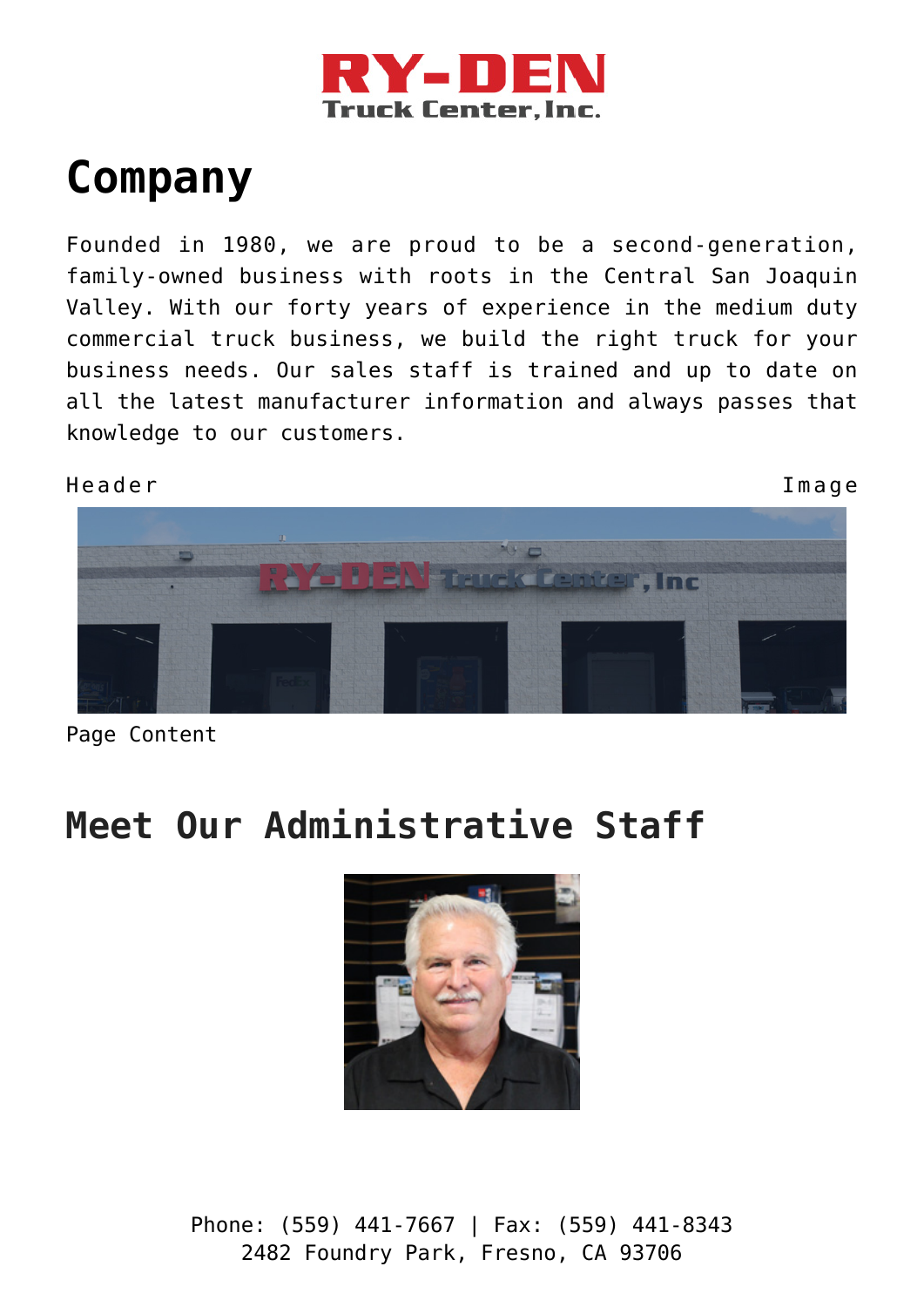# Company

Founded in 1980, we are proud to be a second-generation, family-owned business with roots in the Central San Joaquin Valley. With our forty years of experience in the medium duty commercial truck business, we build the right truck for your business needs. Our sales staff is trained and up to date on all the latest manufacturer information and always passes that knowledge to our customers.

Header Image

Page Content

## Meet Our Administrative Staff

Phone: (559) 441-7667 | Fax: (559) 441-8343
2482 Foundry Park, Fresno, CA 93706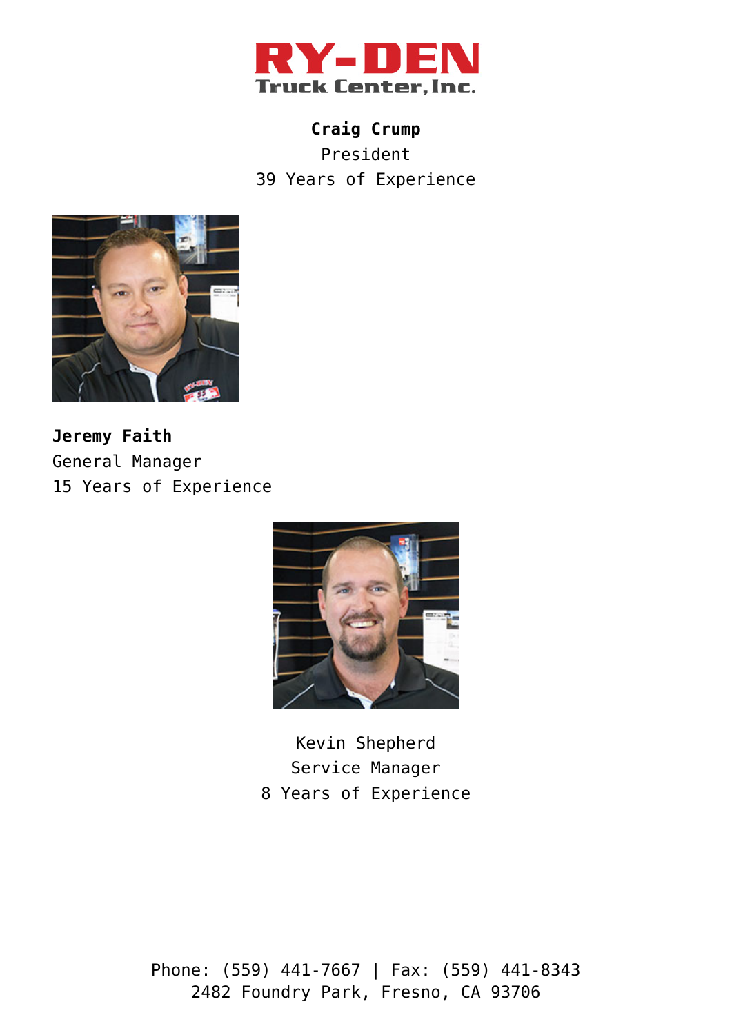RY-DEN
Truck Center, Inc.

**Craig Crump**
President
39 Years of Experience

**Jeremy Faith**
General Manager
15 Years of Experience

Kevin Shepherd
Service Manager
8 Years of Experience

Phone: (559) 441-7667 | Fax: (559) 441-8343
2482 Foundry Park, Fresno, CA 93706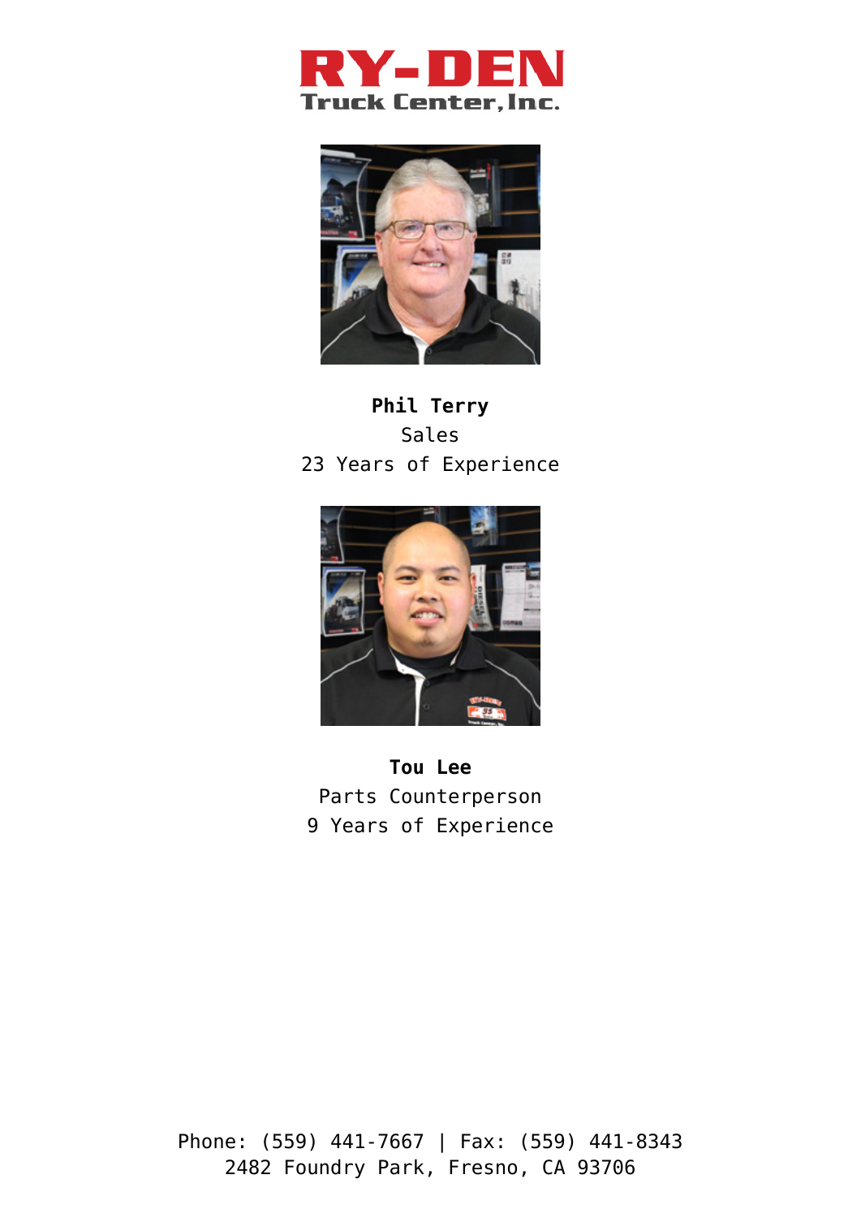**RY-DEN**
Truck Center, Inc.

**Phil Terry**
Sales
23 Years of Experience

**Tou Lee**
Parts Counterperson
9 Years of Experience

Phone: (559) 441-7667 | Fax: (559) 441-8343
2482 Foundry Park, Fresno, CA 93706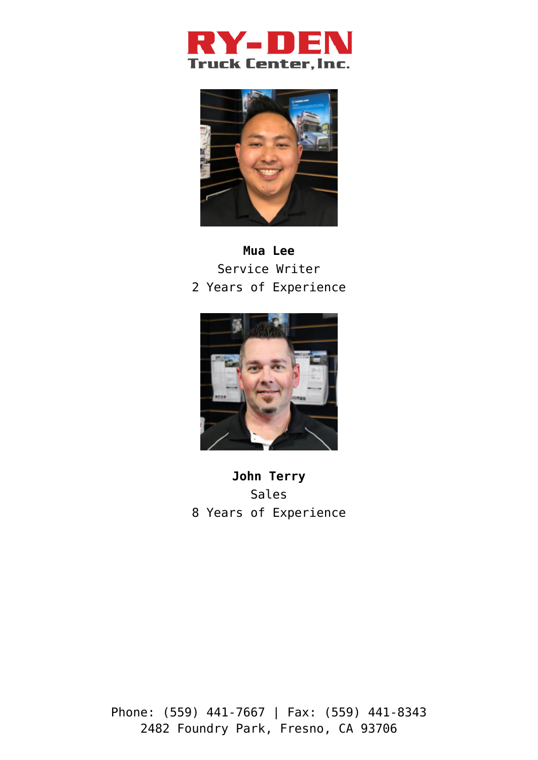# RY-DEN Truck Center, Inc.

**Mua Lee**
Service Writer
2 Years of Experience

**John Terry**
Sales
8 Years of Experience

Phone: (559) 441-7667 | Fax: (559) 441-8343
2482 Foundry Park, Fresno, CA 93706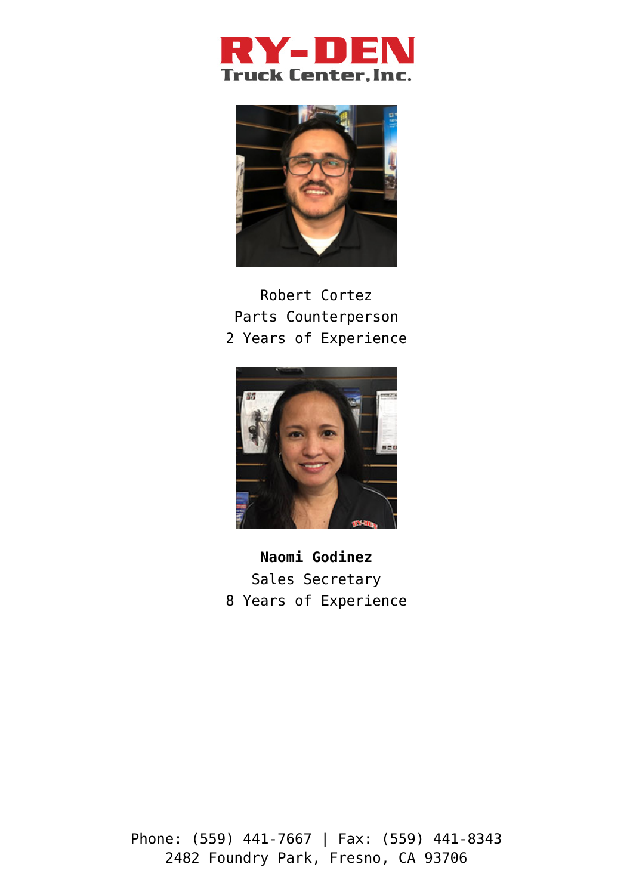RY-DEN
Truck Center, Inc.

Robert Cortez
Parts Counterperson
2 Years of Experience

**Naomi Godinez**
Sales Secretary
8 Years of Experience

Phone: (559) 441-7667 | Fax: (559) 441-8343
2482 Foundry Park, Fresno, CA 93706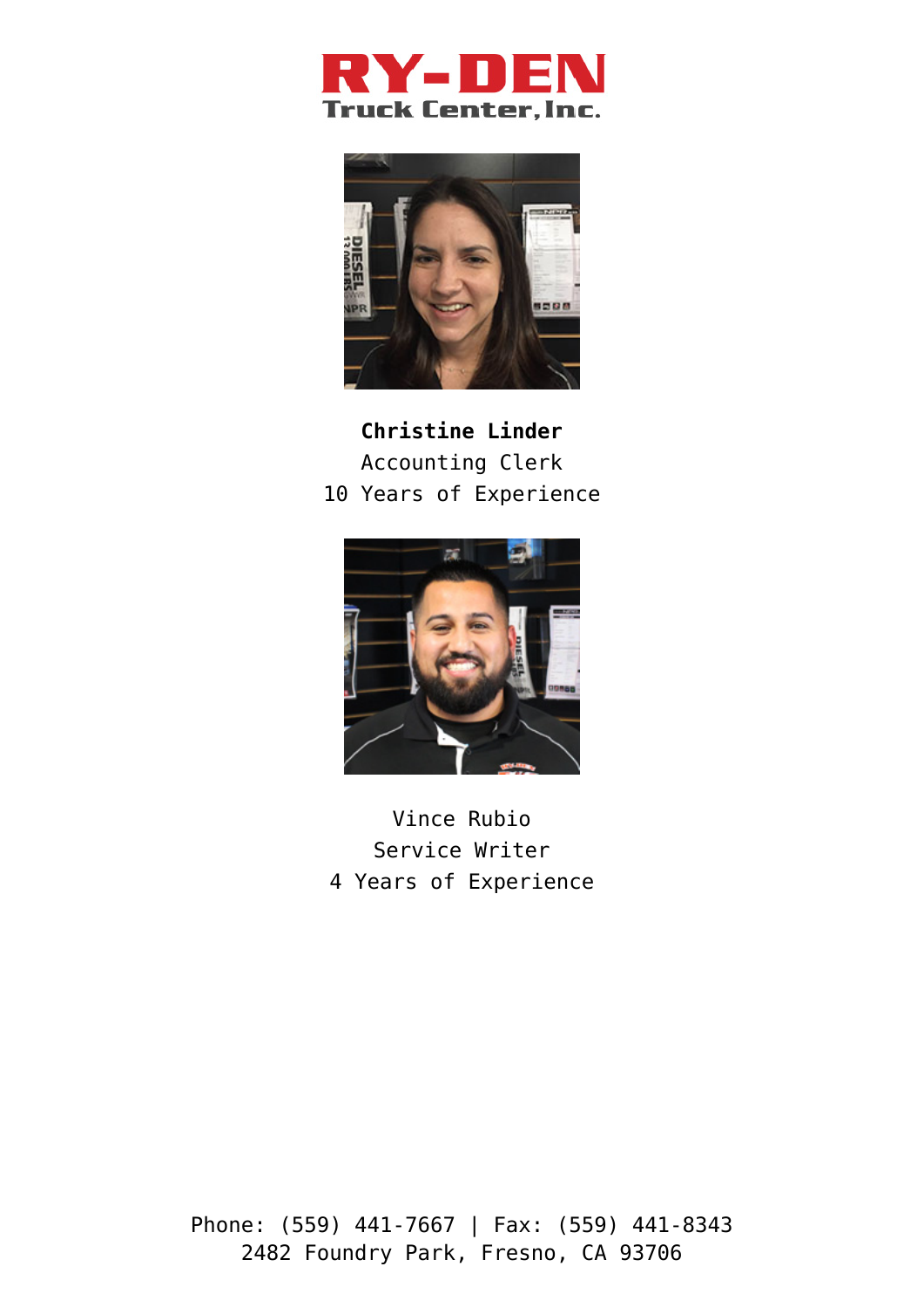**Christine Linder**
Accounting Clerk
10 Years of Experience

Vince Rubio
Service Writer
4 Years of Experience

Phone: (559) 441-7667 | Fax: (559) 441-8343
2482 Foundry Park, Fresno, CA 93706